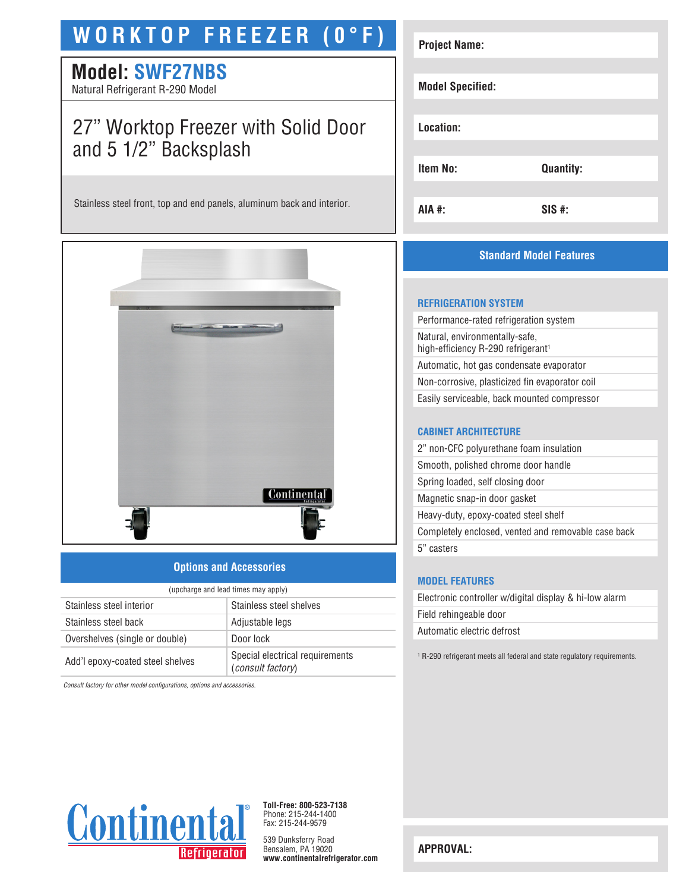# WORKTOP FREEZER (0°F)

## Model: SWF27NBS

Natural Refrigerant R-290 Model

## 27” Worktop Freezer with Solid Door and 5 1/2” Backsplash

Stainless steel front, top and end panels, aluminum back and interior.

| Project Name: | |
|---|---|
| Model Specified: | |
| Location: | |
| Item No: | Quantity: |
| AIA #: | SIS #: |

## Standard Model Features

### REFRIGERATION SYSTEM

- Performance-rated refrigeration system
- Natural, environmentally-safe, high-efficiency R-290 refrigerant[1]
- Automatic, hot gas condensate evaporator
- Non-corrosive, plasticized fin evaporator coil
- Easily serviceable, back mounted compressor

### CABINET ARCHITECTURE

- 2” non-CFC polyurethane foam insulation
- Smooth, polished chrome door handle
- Spring loaded, self closing door
- Magnetic snap-in door gasket
- Heavy-duty, epoxy-coated steel shelf
- Completely enclosed, vented and removable case back
- 5” casters

### MODEL FEATURES

- Electronic controller w/digital display & hi-low alarm
- Field rehingeable door
- Automatic electric defrost

[1] R-290 refrigerant meets all federal and state regulatory requirements.

## Options and Accessories

(upcharge and lead times may apply)

| | |
|---|---|
| Stainless steel interior | Stainless steel shelves |
| Stainless steel back | Adjustable legs |
| Overshelves (single or double) | Door lock |
| Add’l epoxy-coated steel shelves | Special electrical requirements (*consult factory*) |

*Consult factory for other model configurations, options and accessories.*

Continental Refrigerator

**Toll-Free: 800-523-7138**
Phone: 215-244-1400
Fax: 215-244-9579

539 Dunksferry Road
Bensalem, PA 19020
**www.continentalrefrigerator.com**

**APPROVAL:**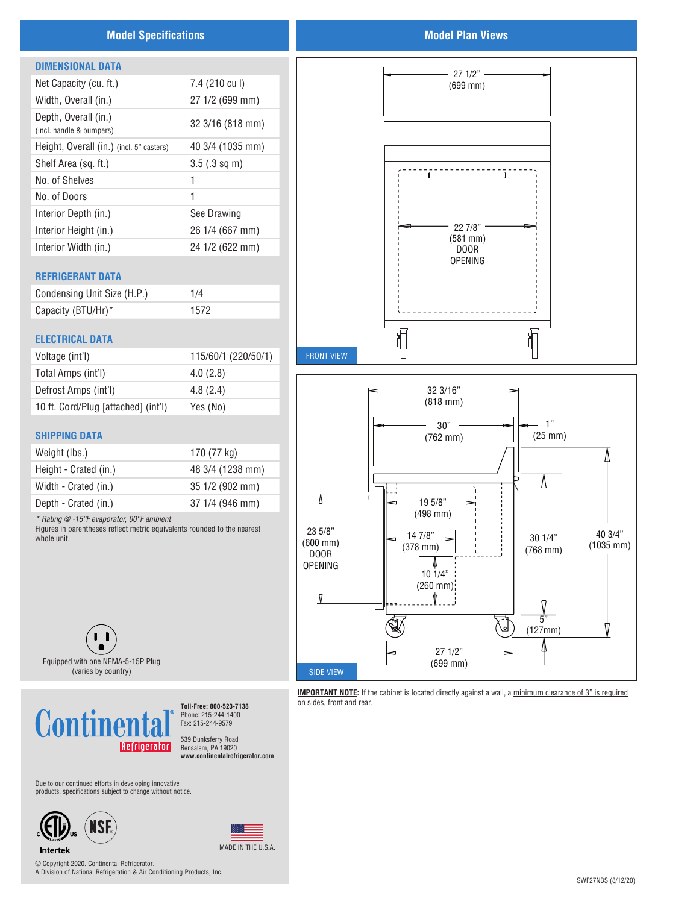## Model Specifications

### DIMENSIONAL DATA

| | |
|---|---|
| Net Capacity (cu. ft.) | 7.4 (210 cu l) |
| Width, Overall (in.) | 27 1/2 (699 mm) |
| Depth, Overall (in.) (incl. handle & bumpers) | 32 3/16 (818 mm) |
| Height, Overall (in.) (incl. 5" casters) | 40 3/4 (1035 mm) |
| Shelf Area (sq. ft.) | 3.5 (.3 sq m) |
| No. of Shelves | 1 |
| No. of Doors | 1 |
| Interior Depth (in.) | See Drawing |
| Interior Height (in.) | 26 1/4 (667 mm) |
| Interior Width (in.) | 24 1/2 (622 mm) |

### REFRIGERANT DATA

| | |
|---|---|
| Condensing Unit Size (H.P.) | 1/4 |
| Capacity (BTU/Hr)* | 1572 |

### ELECTRICAL DATA

| | |
|---|---|
| Voltage (int'l) | 115/60/1 (220/50/1) |
| Total Amps (int'l) | 4.0 (2.8) |
| Defrost Amps (int'l) | 4.8 (2.4) |
| 10 ft. Cord/Plug [attached] (int'l) | Yes (No) |

### SHIPPING DATA

| | |
|---|---|
| Weight (lbs.) | 170 (77 kg) |
| Height - Crated (in.) | 48 3/4 (1238 mm) |
| Width - Crated (in.) | 35 1/2 (902 mm) |
| Depth - Crated (in.) | 37 1/4 (946 mm) |

*\* Rating @ -15°F evaporator, 90°F ambient*

Figures in parentheses reflect metric equivalents rounded to the nearest whole unit.

Equipped with one NEMA-5-15P Plug (varies by country)

## Model Plan Views

27 1/2"
(699 mm)

22 7/8"
(581 mm)
DOOR
OPENING

FRONT VIEW

32 3/16"
(818 mm)

30"
(762 mm)

1"
(25 mm)

19 5/8"
(498 mm)

23 5/8"
(600 mm)
DOOR
OPENING

14 7/8"
(378 mm)

10 1/4"
(260 mm)

30 1/4"
(768 mm)

40 3/4"
(1035 mm)

5"
(127mm)

27 1/2"
(699 mm)

SIDE VIEW

**IMPORTANT NOTE:** If the cabinet is located directly against a wall, a minimum clearance of 3" is required on sides, front and rear.

Continental Refrigerator

**Toll-Free: 800-523-7138**
Phone: 215-244-1400
Fax: 215-244-9579

539 Dunksferry Road
Bensalem, PA 19020
**www.continentalrefrigerator.com**

Due to our continued efforts in developing innovative products, specifications subject to change without notice.

Intertek

MADE IN THE U.S.A.

© Copyright 2020. Continental Refrigerator.
A Division of National Refrigeration & Air Conditioning Products, Inc.

SWF27NBS (8/12/20)